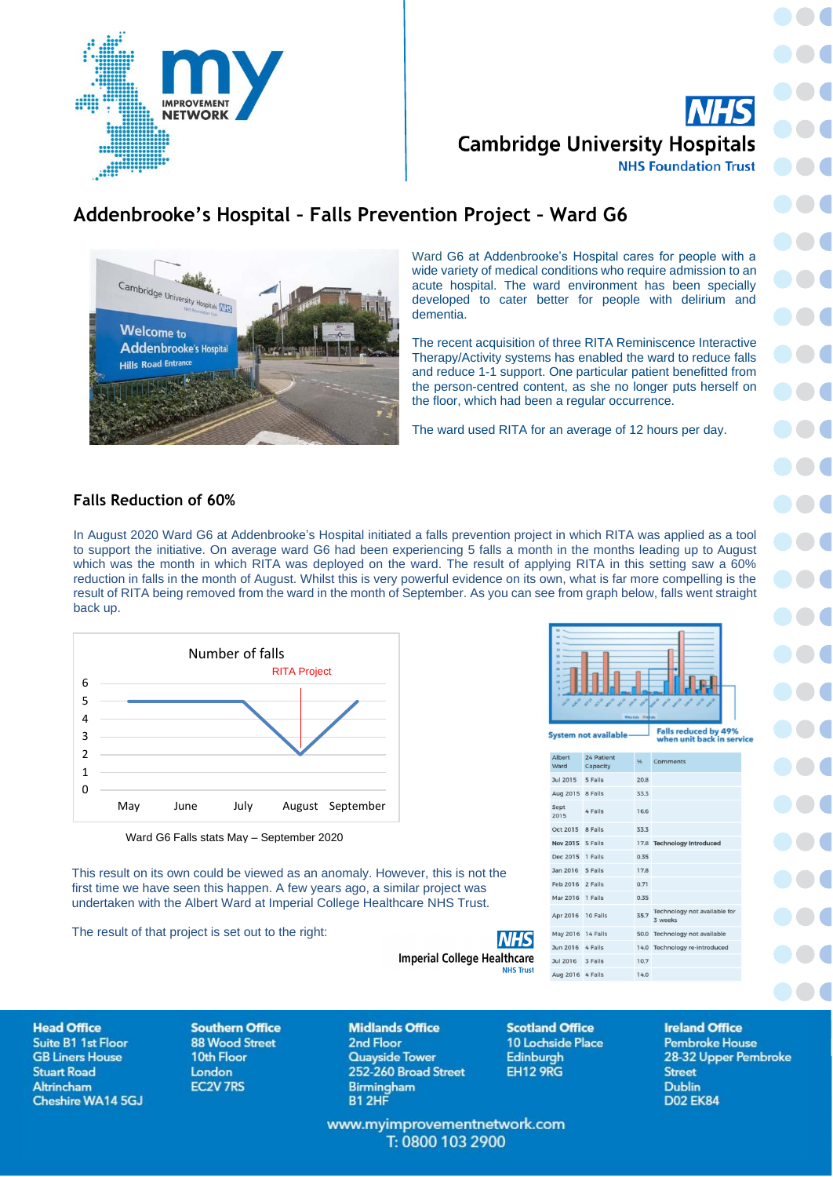# Addenbrooke's Hospital – Falls Prevention Project – Ward G6

Ward G6 at Addenbrooke's Hospital cares for people with a wide variety of medical conditions who require admission to an acute hospital. The ward environment has been specially developed to cater better for people with delirium and dementia.

The recent acquisition of three RITA Reminiscence Interactive Therapy/Activity systems has enabled the ward to reduce falls and reduce 1-1 support. One particular patient benefitted from the person-centred content, as she no longer puts herself on the floor, which had been a regular occurrence.

The ward used RITA for an average of 12 hours per day.

## Falls Reduction of 60%

In August 2020 Ward G6 at Addenbrooke's Hospital initiated a falls prevention project in which RITA was applied as a tool to support the initiative. On average ward G6 had been experiencing 5 falls a month in the months leading up to August which was the month in which RITA was deployed on the ward. The result of applying RITA in this setting saw a 60% reduction in falls in the month of August. Whilst this is very powerful evidence on its own, what is far more compelling is the result of RITA being removed from the ward in the month of September. As you can see from graph below, falls went straight back up.

Number of falls

RITA Project

| Month | Falls |
|---|---|
| May | 5 |
| June | 5 |
| July | 5 |
| August | 2 |
| September | 5 |

Ward G6 Falls stats May – September 2020

This result on its own could be viewed as an anomaly. However, this is not the first time we have seen this happen. A few years ago, a similar project was undertaken with the Albert Ward at Imperial College Healthcare NHS Trust.

The result of that project is set out to the right:

System not available

Falls reduced by 49% when unit back in service

| Albert Ward | 24 Patient Capacity | % | Comments |
|---|---|---|---|
| Jul 2015 | 5 Falls | 20.8 | |
| Aug 2015 | 8 Falls | 33.3 | |
| Sept 2015 | 4 Falls | 16.6 | |
| Oct 2015 | 8 Falls | 33.3 | |
| **Nov 2015** | 5 Falls | 17.8 | **Technology introduced** |
| Dec 2015 | 1 Falls | 0.35 | |
| Jan 2016 | 5 Falls | 17.8 | |
| Feb 2016 | 2 Falls | 0.71 | |
| Mar 2016 | 1 Falls | 0.35 | |
| Apr 2016 | 10 Falls | 35.7 | Technology not available for 3 weeks |
| May 2016 | 14 Falls | 50.0 | Technology not available |
| Jun 2016 | 4 Falls | 14.0 | Technology re-introduced |
| Jul 2016 | 3 Falls | 10.7 | |
| Aug 2016 | 4 Falls | 14.0 | |

**Head Office**
Suite B1 1st Floor
GB Liners House
Stuart Road
Altrincham
Cheshire WA14 5GJ

**Southern Office**
88 Wood Street
10th Floor
London
EC2V 7RS

**Midlands Office**
2nd Floor
Quayside Tower
252-260 Broad Street
Birmingham
B1 2HF

**Scotland Office**
10 Lochside Place
Edinburgh
EH12 9RG

**Ireland Office**
Pembroke House
28-32 Upper Pembroke Street
Dublin
D02 EK84

www.myimprovementnetwork.com
T: 0800 103 2900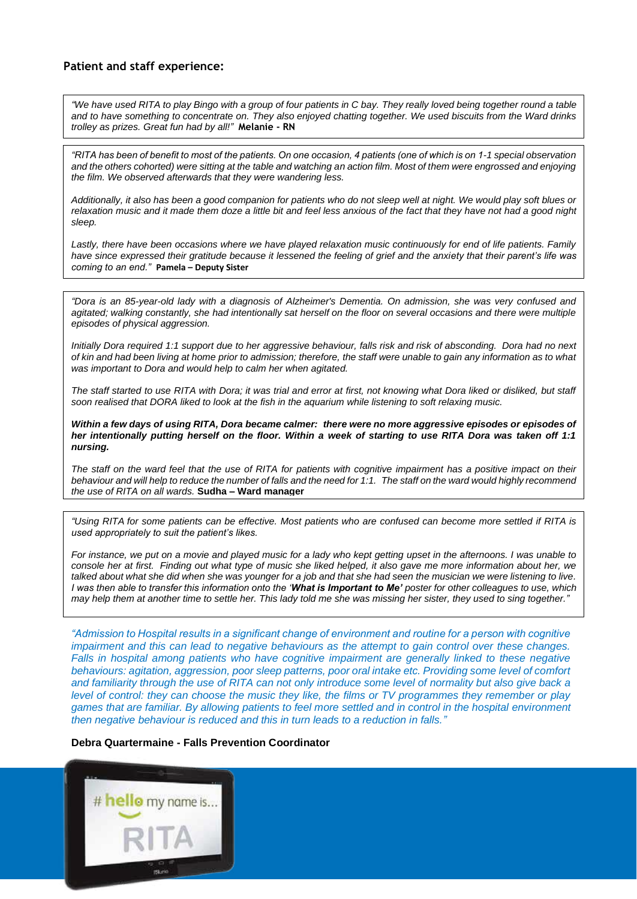## Patient and staff experience:

*"We have used RITA to play Bingo with a group of four patients in C bay. They really loved being together round a table and to have something to concentrate on. They also enjoyed chatting together. We used biscuits from the Ward drinks trolley as prizes. Great fun had by all!"* **Melanie - RN**

*"RITA has been of benefit to most of the patients. On one occasion, 4 patients (one of which is on 1-1 special observation and the others cohorted) were sitting at the table and watching an action film. Most of them were engrossed and enjoying the film. We observed afterwards that they were wandering less.*

*Additionally, it also has been a good companion for patients who do not sleep well at night. We would play soft blues or relaxation music and it made them doze a little bit and feel less anxious of the fact that they have not had a good night sleep.*

*Lastly, there have been occasions where we have played relaxation music continuously for end of life patients. Family have since expressed their gratitude because it lessened the feeling of grief and the anxiety that their parent's life was coming to an end."* **Pamela – Deputy Sister**

*"Dora is an 85-year-old lady with a diagnosis of Alzheimer's Dementia. On admission, she was very confused and agitated; walking constantly, she had intentionally sat herself on the floor on several occasions and there were multiple episodes of physical aggression.*

*Initially Dora required 1:1 support due to her aggressive behaviour, falls risk and risk of absconding. Dora had no next of kin and had been living at home prior to admission; therefore, the staff were unable to gain any information as to what was important to Dora and would help to calm her when agitated.*

*The staff started to use RITA with Dora; it was trial and error at first, not knowing what Dora liked or disliked, but staff soon realised that DORA liked to look at the fish in the aquarium while listening to soft relaxing music.*

***Within a few days of using RITA, Dora became calmer: there were no more aggressive episodes or episodes of her intentionally putting herself on the floor. Within a week of starting to use RITA Dora was taken off 1:1 nursing.***

*The staff on the ward feel that the use of RITA for patients with cognitive impairment has a positive impact on their behaviour and will help to reduce the number of falls and the need for 1:1. The staff on the ward would highly recommend the use of RITA on all wards.* **Sudha – Ward manager**

*"Using RITA for some patients can be effective. Most patients who are confused can become more settled if RITA is used appropriately to suit the patient's likes.*

*For instance, we put on a movie and played music for a lady who kept getting upset in the afternoons. I was unable to console her at first. Finding out what type of music she liked helped, it also gave me more information about her, we talked about what she did when she was younger for a job and that she had seen the musician we were listening to live. I was then able to transfer this information onto the '**What is Important to Me'** poster for other colleagues to use, which may help them at another time to settle her. This lady told me she was missing her sister, they used to sing together."*

*"Admission to Hospital results in a significant change of environment and routine for a person with cognitive impairment and this can lead to negative behaviours as the attempt to gain control over these changes. Falls in hospital among patients who have cognitive impairment are generally linked to these negative behaviours: agitation, aggression, poor sleep patterns, poor oral intake etc. Providing some level of comfort and familiarity through the use of RITA can not only introduce some level of normality but also give back a level of control: they can choose the music they like, the films or TV programmes they remember or play games that are familiar. By allowing patients to feel more settled and in control in the hospital environment then negative behaviour is reduced and this in turn leads to a reduction in falls."*

**Debra Quartermaine - Falls Prevention Coordinator**

# hello my name is... RITA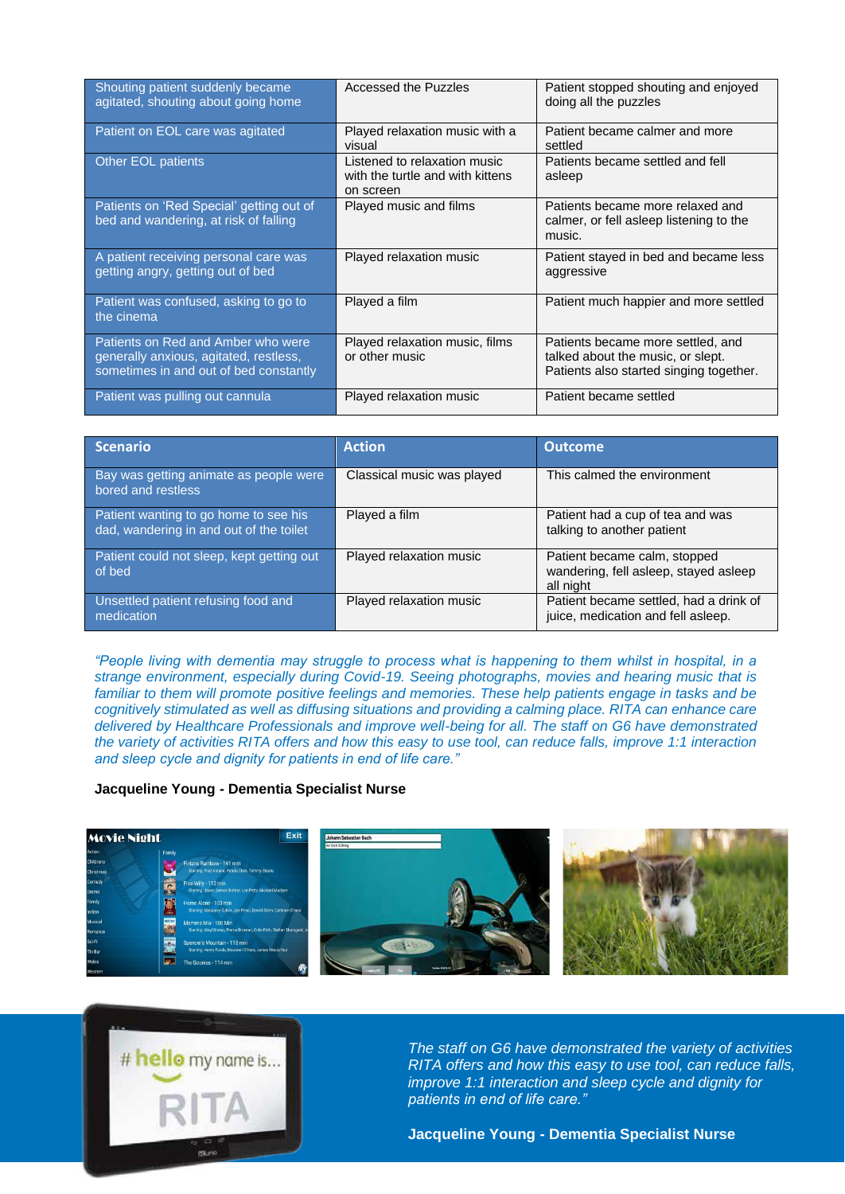| | | |
|---|---|---|
| Shouting patient suddenly became agitated, shouting about going home | Accessed the Puzzles | Patient stopped shouting and enjoyed doing all the puzzles |
| Patient on EOL care was agitated | Played relaxation music with a visual | Patient became calmer and more settled |
| Other EOL patients | Listened to relaxation music with the turtle and with kittens on screen | Patients became settled and fell asleep |
| Patients on 'Red Special' getting out of bed and wandering, at risk of falling | Played music and films | Patients became more relaxed and calmer, or fell asleep listening to the music. |
| A patient receiving personal care was getting angry, getting out of bed | Played relaxation music | Patient stayed in bed and became less aggressive |
| Patient was confused, asking to go to the cinema | Played a film | Patient much happier and more settled |
| Patients on Red and Amber who were generally anxious, agitated, restless, sometimes in and out of bed constantly | Played relaxation music, films or other music | Patients became more settled, and talked about the music, or slept. Patients also started singing together. |
| Patient was pulling out cannula | Played relaxation music | Patient became settled |

| Scenario | Action | Outcome |
|---|---|---|
| Bay was getting animate as people were bored and restless | Classical music was played | This calmed the environment |
| Patient wanting to go home to see his dad, wandering in and out of the toilet | Played a film | Patient had a cup of tea and was talking to another patient |
| Patient could not sleep, kept getting out of bed | Played relaxation music | Patient became calm, stopped wandering, fell asleep, stayed asleep all night |
| Unsettled patient refusing food and medication | Played relaxation music | Patient became settled, had a drink of juice, medication and fell asleep. |

*"People living with dementia may struggle to process what is happening to them whilst in hospital, in a strange environment, especially during Covid-19. Seeing photographs, movies and hearing music that is familiar to them will promote positive feelings and memories. These help patients engage in tasks and be cognitively stimulated as well as diffusing situations and providing a calming place. RITA can enhance care delivered by Healthcare Professionals and improve well-being for all. The staff on G6 have demonstrated the variety of activities RITA offers and how this easy to use tool, can reduce falls, improve 1:1 interaction and sleep cycle and dignity for patients in end of life care."*

**Jacqueline Young - Dementia Specialist Nurse**

*The staff on G6 have demonstrated the variety of activities RITA offers and how this easy to use tool, can reduce falls, improve 1:1 interaction and sleep cycle and dignity for patients in end of life care."*

**Jacqueline Young - Dementia Specialist Nurse**